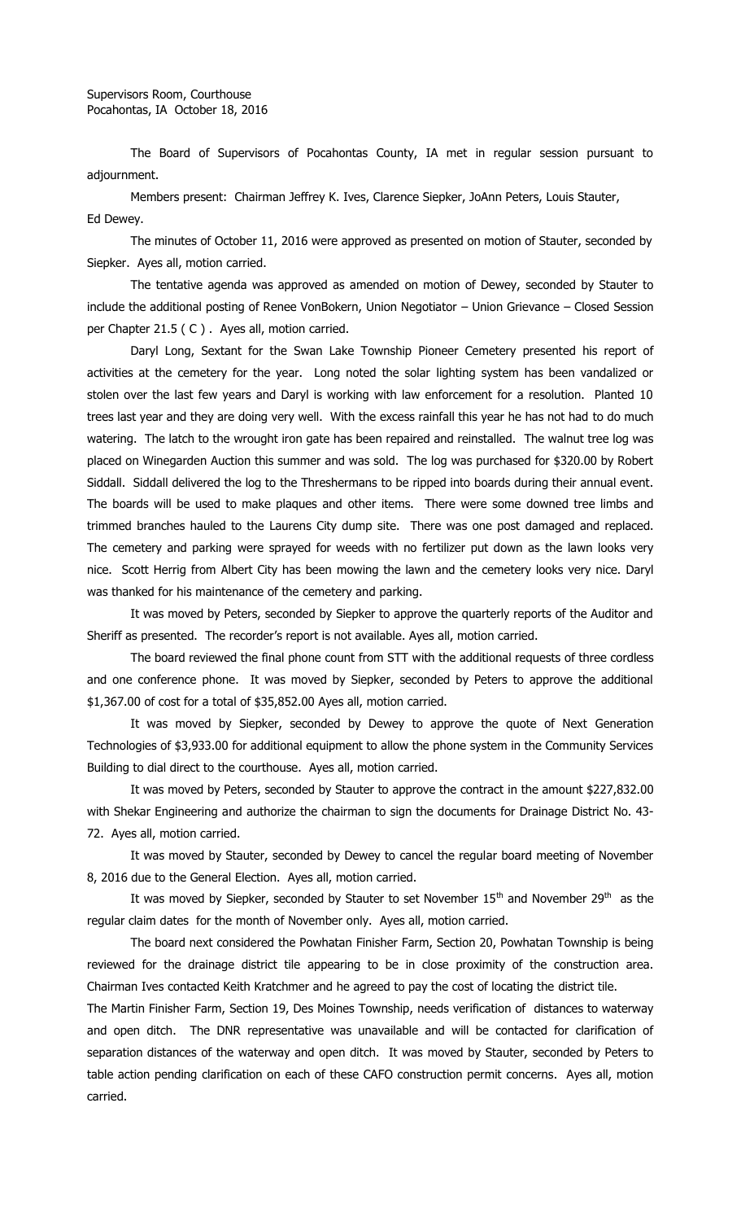Supervisors Room, Courthouse
Pocahontas, IA October 18, 2016

The Board of Supervisors of Pocahontas County, IA met in regular session pursuant to adjournment.

Members present: Chairman Jeffrey K. Ives, Clarence Siepker, JoAnn Peters, Louis Stauter, Ed Dewey.

The minutes of October 11, 2016 were approved as presented on motion of Stauter, seconded by Siepker. Ayes all, motion carried.

The tentative agenda was approved as amended on motion of Dewey, seconded by Stauter to include the additional posting of Renee VonBokern, Union Negotiator – Union Grievance – Closed Session per Chapter 21.5 ( C ) . Ayes all, motion carried.

Daryl Long, Sextant for the Swan Lake Township Pioneer Cemetery presented his report of activities at the cemetery for the year. Long noted the solar lighting system has been vandalized or stolen over the last few years and Daryl is working with law enforcement for a resolution. Planted 10 trees last year and they are doing very well. With the excess rainfall this year he has not had to do much watering. The latch to the wrought iron gate has been repaired and reinstalled. The walnut tree log was placed on Winegarden Auction this summer and was sold. The log was purchased for $320.00 by Robert Siddall. Siddall delivered the log to the Threshermans to be ripped into boards during their annual event. The boards will be used to make plaques and other items. There were some downed tree limbs and trimmed branches hauled to the Laurens City dump site. There was one post damaged and replaced. The cemetery and parking were sprayed for weeds with no fertilizer put down as the lawn looks very nice. Scott Herrig from Albert City has been mowing the lawn and the cemetery looks very nice. Daryl was thanked for his maintenance of the cemetery and parking.

It was moved by Peters, seconded by Siepker to approve the quarterly reports of the Auditor and Sheriff as presented. The recorder's report is not available. Ayes all, motion carried.

The board reviewed the final phone count from STT with the additional requests of three cordless and one conference phone. It was moved by Siepker, seconded by Peters to approve the additional $1,367.00 of cost for a total of $35,852.00 Ayes all, motion carried.

It was moved by Siepker, seconded by Dewey to approve the quote of Next Generation Technologies of $3,933.00 for additional equipment to allow the phone system in the Community Services Building to dial direct to the courthouse. Ayes all, motion carried.

It was moved by Peters, seconded by Stauter to approve the contract in the amount $227,832.00 with Shekar Engineering and authorize the chairman to sign the documents for Drainage District No. 43-72. Ayes all, motion carried.

It was moved by Stauter, seconded by Dewey to cancel the regular board meeting of November 8, 2016 due to the General Election. Ayes all, motion carried.

It was moved by Siepker, seconded by Stauter to set November 15th and November 29th as the regular claim dates for the month of November only. Ayes all, motion carried.

The board next considered the Powhatan Finisher Farm, Section 20, Powhatan Township is being reviewed for the drainage district tile appearing to be in close proximity of the construction area. Chairman Ives contacted Keith Kratchmer and he agreed to pay the cost of locating the district tile. The Martin Finisher Farm, Section 19, Des Moines Township, needs verification of distances to waterway and open ditch. The DNR representative was unavailable and will be contacted for clarification of separation distances of the waterway and open ditch. It was moved by Stauter, seconded by Peters to table action pending clarification on each of these CAFO construction permit concerns. Ayes all, motion carried.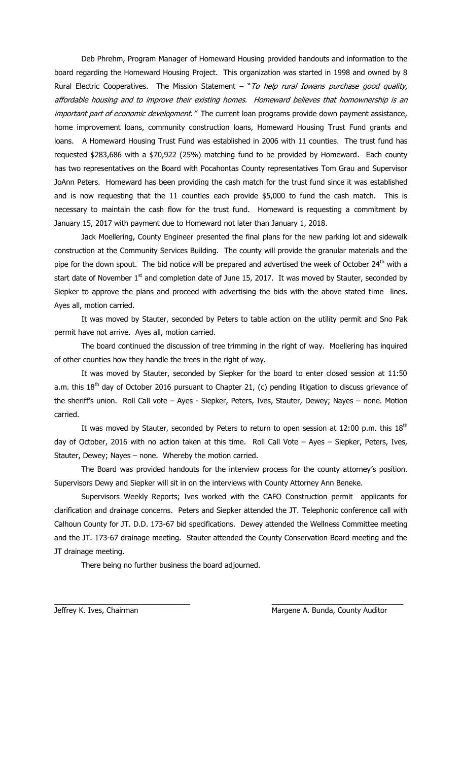Deb Phrehm, Program Manager of Homeward Housing provided handouts and information to the board regarding the Homeward Housing Project. This organization was started in 1998 and owned by 8 Rural Electric Cooperatives. The Mission Statement – "*To help rural Iowans purchase good quality, affordable housing and to improve their existing homes. Homeward believes that homownership is an important part of economic development.*" The current loan programs provide down payment assistance, home improvement loans, community construction loans, Homeward Housing Trust Fund grants and loans. A Homeward Housing Trust Fund was established in 2006 with 11 counties. The trust fund has requested $283,686 with a $70,922 (25%) matching fund to be provided by Homeward. Each county has two representatives on the Board with Pocahontas County representatives Tom Grau and Supervisor JoAnn Peters. Homeward has been providing the cash match for the trust fund since it was established and is now requesting that the 11 counties each provide $5,000 to fund the cash match. This is necessary to maintain the cash flow for the trust fund. Homeward is requesting a commitment by January 15, 2017 with payment due to Homeward not later than January 1, 2018.

Jack Moellering, County Engineer presented the final plans for the new parking lot and sidewalk construction at the Community Services Building. The county will provide the granular materials and the pipe for the down spout. The bid notice will be prepared and advertised the week of October 24th with a start date of November 1st and completion date of June 15, 2017. It was moved by Stauter, seconded by Siepker to approve the plans and proceed with advertising the bids with the above stated time lines. Ayes all, motion carried.

It was moved by Stauter, seconded by Peters to table action on the utility permit and Sno Pak permit have not arrive. Ayes all, motion carried.

The board continued the discussion of tree trimming in the right of way. Moellering has inquired of other counties how they handle the trees in the right of way.

It was moved by Stauter, seconded by Siepker for the board to enter closed session at 11:50 a.m. this 18th day of October 2016 pursuant to Chapter 21, (c) pending litigation to discuss grievance of the sheriff's union. Roll Call vote – Ayes - Siepker, Peters, Ives, Stauter, Dewey; Nayes – none. Motion carried.

It was moved by Stauter, seconded by Peters to return to open session at 12:00 p.m. this 18th day of October, 2016 with no action taken at this time. Roll Call Vote – Ayes – Siepker, Peters, Ives, Stauter, Dewey; Nayes – none. Whereby the motion carried.

The Board was provided handouts for the interview process for the county attorney's position. Supervisors Dewy and Siepker will sit in on the interviews with County Attorney Ann Beneke.

Supervisors Weekly Reports; Ives worked with the CAFO Construction permit applicants for clarification and drainage concerns. Peters and Siepker attended the JT. Telephonic conference call with Calhoun County for JT. D.D. 173-67 bid specifications. Dewey attended the Wellness Committee meeting and the JT. 173-67 drainage meeting. Stauter attended the County Conservation Board meeting and the JT drainage meeting.

There being no further business the board adjourned.

\_\_\_\_\_\_\_\_\_\_\_\_\_\_\_\_\_\_\_\_\_\_\_\_\_\_\_\_\_\_\_\_ \_\_\_\_\_\_\_\_\_\_\_\_\_\_\_\_\_\_\_\_\_\_\_\_\_\_\_\_\_\_\_\_

Jeffrey K. Ives, Chairman Margene A. Bunda, County Auditor